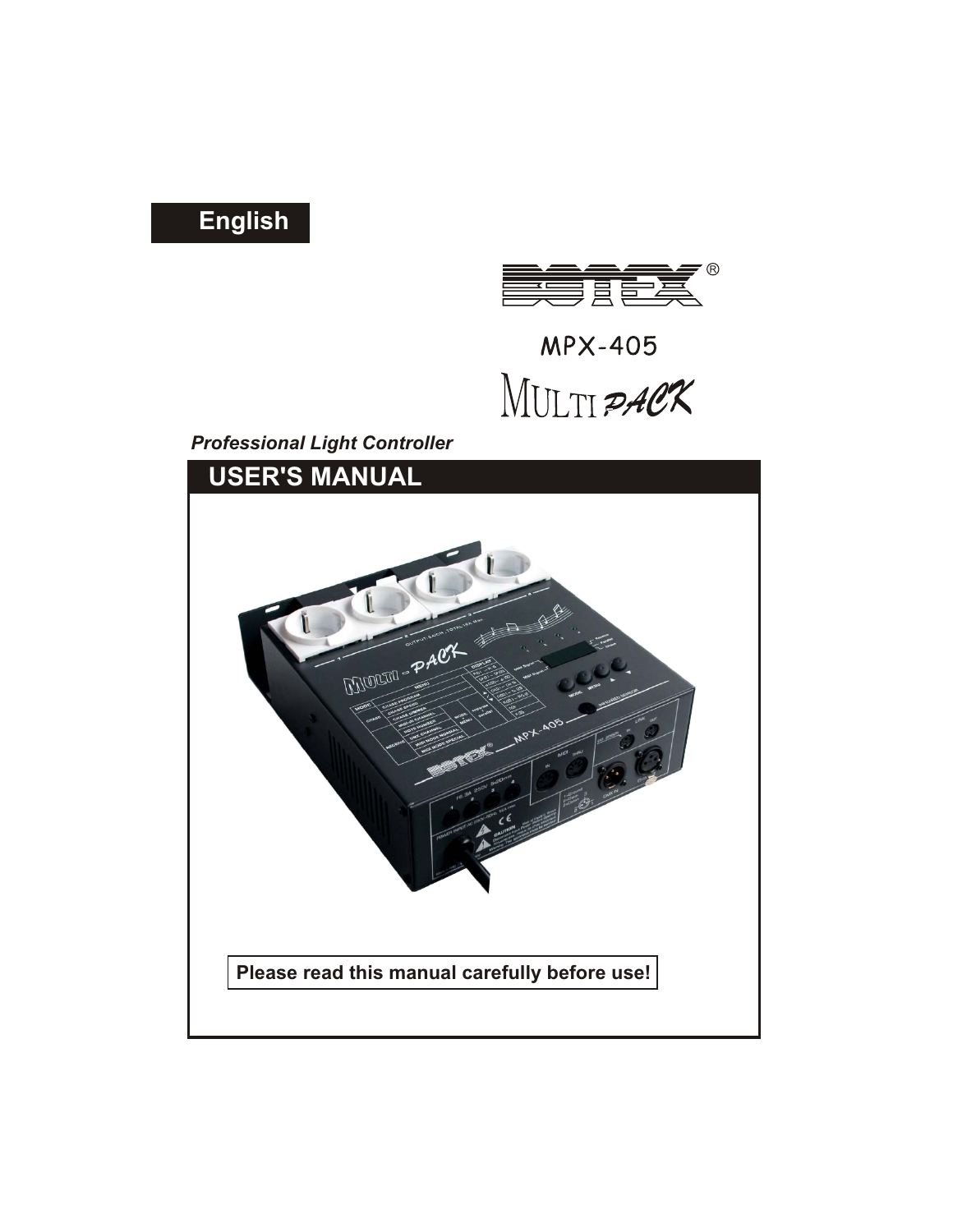English

BOTEX®

MPX-405

MULTI PACK

*Professional Light Controller*

# USER'S MANUAL

**Please read this manual carefully before use!**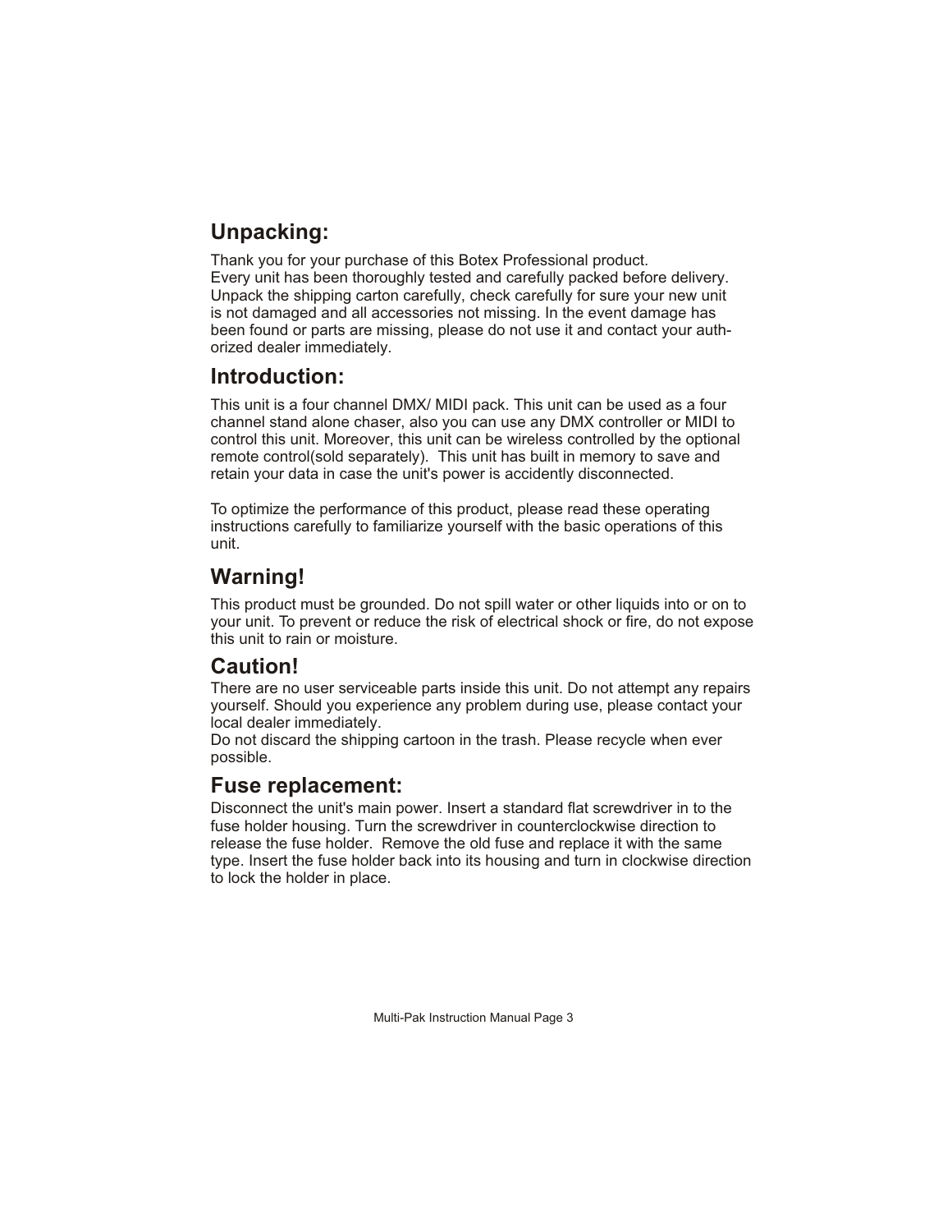## Unpacking:

Thank you for your purchase of this Botex Professional product.
Every unit has been thoroughly tested and carefully packed before delivery.
Unpack the shipping carton carefully, check carefully for sure your new unit is not damaged and all accessories not missing. In the event damage has been found or parts are missing, please do not use it and contact your authorized dealer immediately.

## Introduction:

This unit is a four channel DMX/ MIDI pack. This unit can be used as a four channel stand alone chaser, also you can use any DMX controller or MIDI to control this unit. Moreover, this unit can be wireless controlled by the optional remote control(sold separately). This unit has built in memory to save and retain your data in case the unit's power is accidently disconnected.

To optimize the performance of this product, please read these operating instructions carefully to familiarize yourself with the basic operations of this unit.

## Warning!

This product must be grounded. Do not spill water or other liquids into or on to your unit. To prevent or reduce the risk of electrical shock or fire, do not expose this unit to rain or moisture.

## Caution!

There are no user serviceable parts inside this unit. Do not attempt any repairs yourself. Should you experience any problem during use, please contact your local dealer immediately.
Do not discard the shipping cartoon in the trash. Please recycle when ever possible.

## Fuse replacement:

Disconnect the unit's main power. Insert a standard flat screwdriver in to the fuse holder housing. Turn the screwdriver in counterclockwise direction to release the fuse holder. Remove the old fuse and replace it with the same type. Insert the fuse holder back into its housing and turn in clockwise direction to lock the holder in place.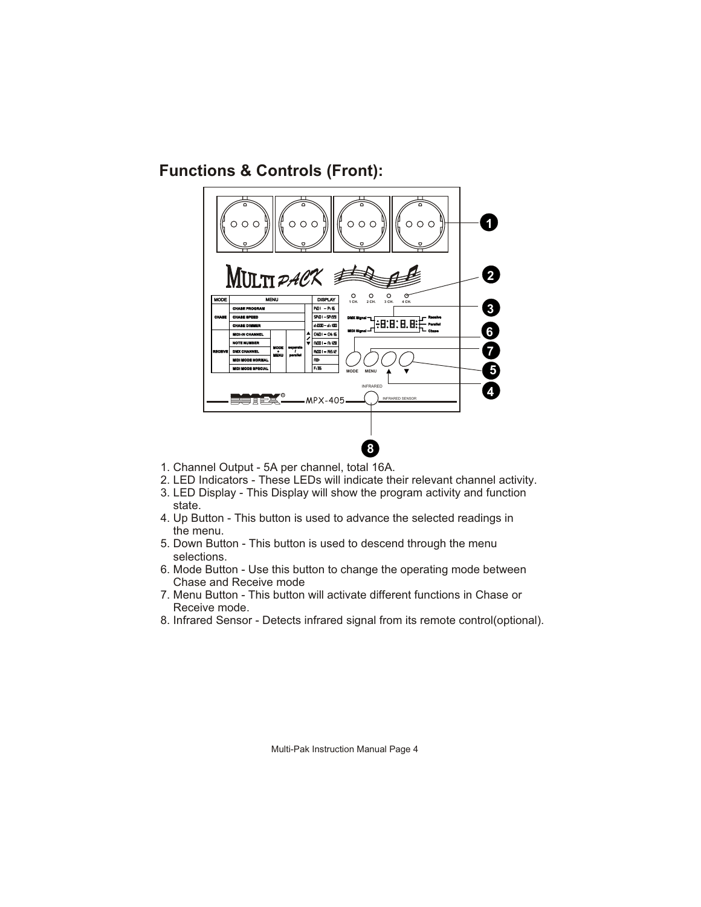## Functions & Controls (Front):

1. Channel Output - 5A per channel, total 16A.
2. LED Indicators - These LEDs will indicate their relevant channel activity.
3. LED Display - This Display will show the program activity and function state.
4. Up Button - This button is used to advance the selected readings in the menu.
5. Down Button - This button is used to descend through the menu selections.
6. Mode Button - Use this button to change the operating mode between Chase and Receive mode
7. Menu Button - This button will activate different functions in Chase or Receive mode.
8. Infrared Sensor - Detects infrared signal from its remote control(optional).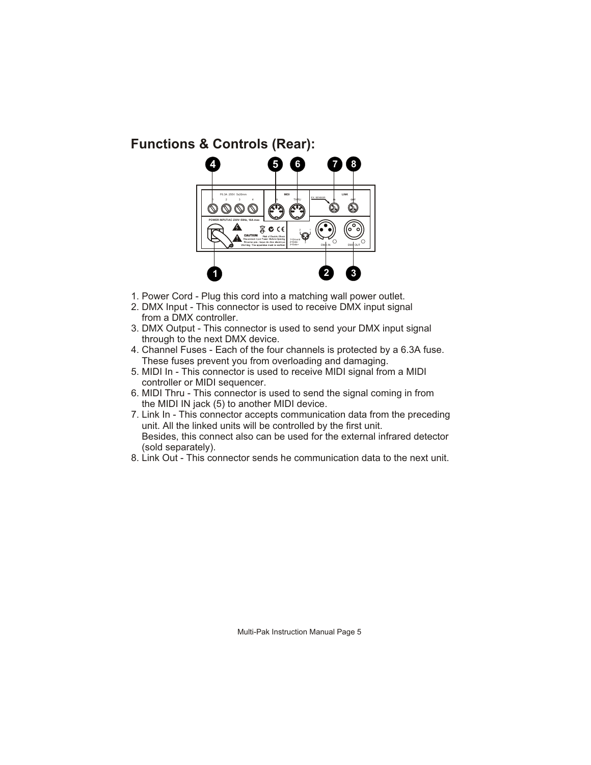## Functions & Controls (Rear):

1. Power Cord - Plug this cord into a matching wall power outlet.
2. DMX Input - This connector is used to receive DMX input signal from a DMX controller.
3. DMX Output - This connector is used to send your DMX input signal through to the next DMX device.
4. Channel Fuses - Each of the four channels is protected by a 6.3A fuse. These fuses prevent you from overloading and damaging.
5. MIDI In - This connector is used to receive MIDI signal from a MIDI controller or MIDI sequencer.
6. MIDI Thru - This connector is used to send the signal coming in from the MIDI IN jack (5) to another MIDI device.
7. Link In - This connector accepts communication data from the preceding unit. All the linked units will be controlled by the first unit.
   Besides, this connect also can be used for the external infrared detector (sold separately).
8. Link Out - This connector sends he communication data to the next unit.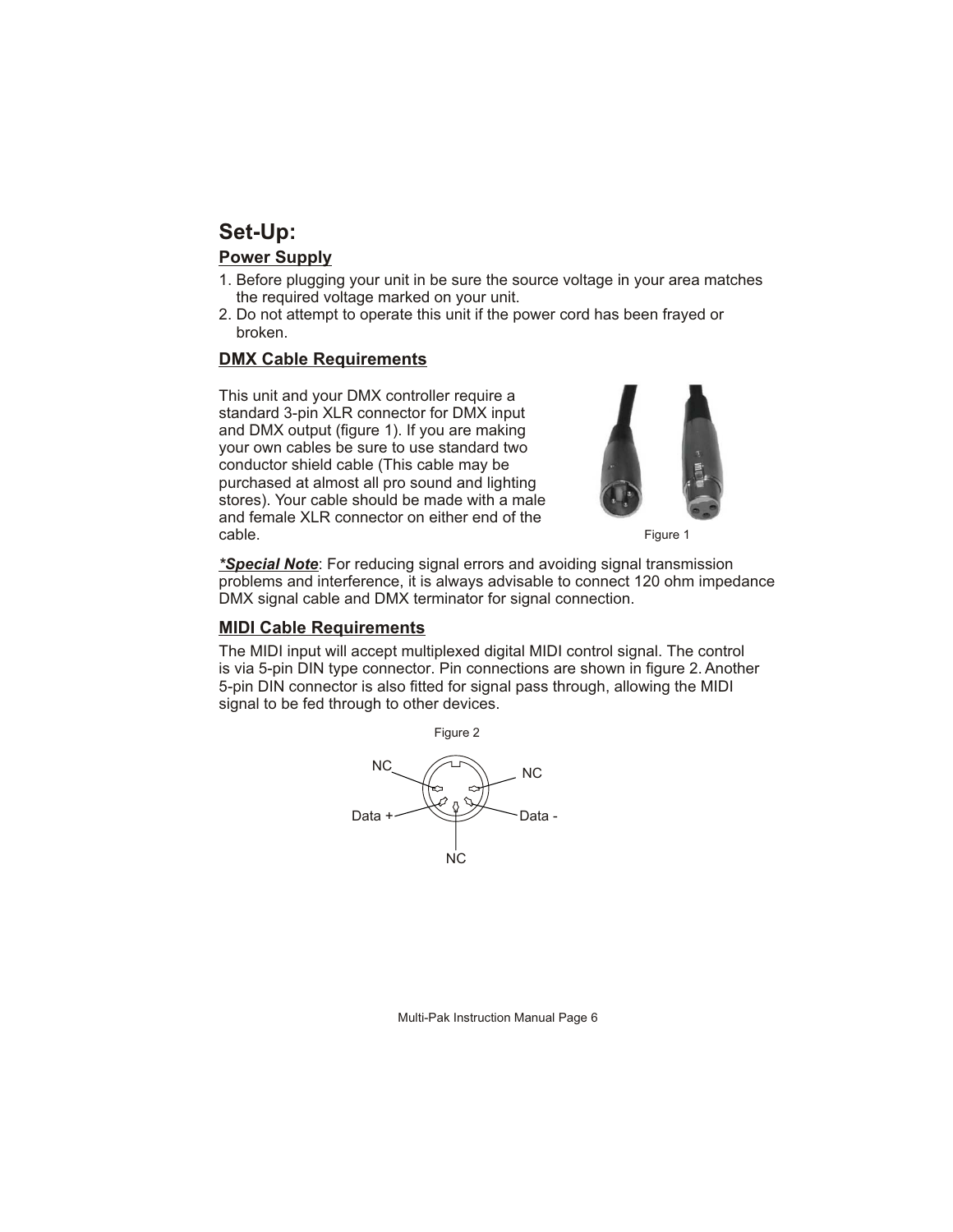# Set-Up:

## Power Supply

1. Before plugging your unit in be sure the source voltage in your area matches the required voltage marked on your unit.
2. Do not attempt to operate this unit if the power cord has been frayed or broken.

## DMX Cable Requirements

This unit and your DMX controller require a standard 3-pin XLR connector for DMX input and DMX output (figure 1). If you are making your own cables be sure to use standard two conductor shield cable (This cable may be purchased at almost all pro sound and lighting stores). Your cable should be made with a male and female XLR connector on either end of the cable.

Figure 1

***Special Note***: For reducing signal errors and avoiding signal transmission problems and interference, it is always advisable to connect 120 ohm impedance DMX signal cable and DMX terminator for signal connection.

## MIDI Cable Requirements

The MIDI input will accept multiplexed digital MIDI control signal. The control is via 5-pin DIN type connector. Pin connections are shown in figure 2. Another 5-pin DIN connector is also fitted for signal pass through, allowing the MIDI signal to be fed through to other devices.

Figure 2

NC NC

Data + Data -

NC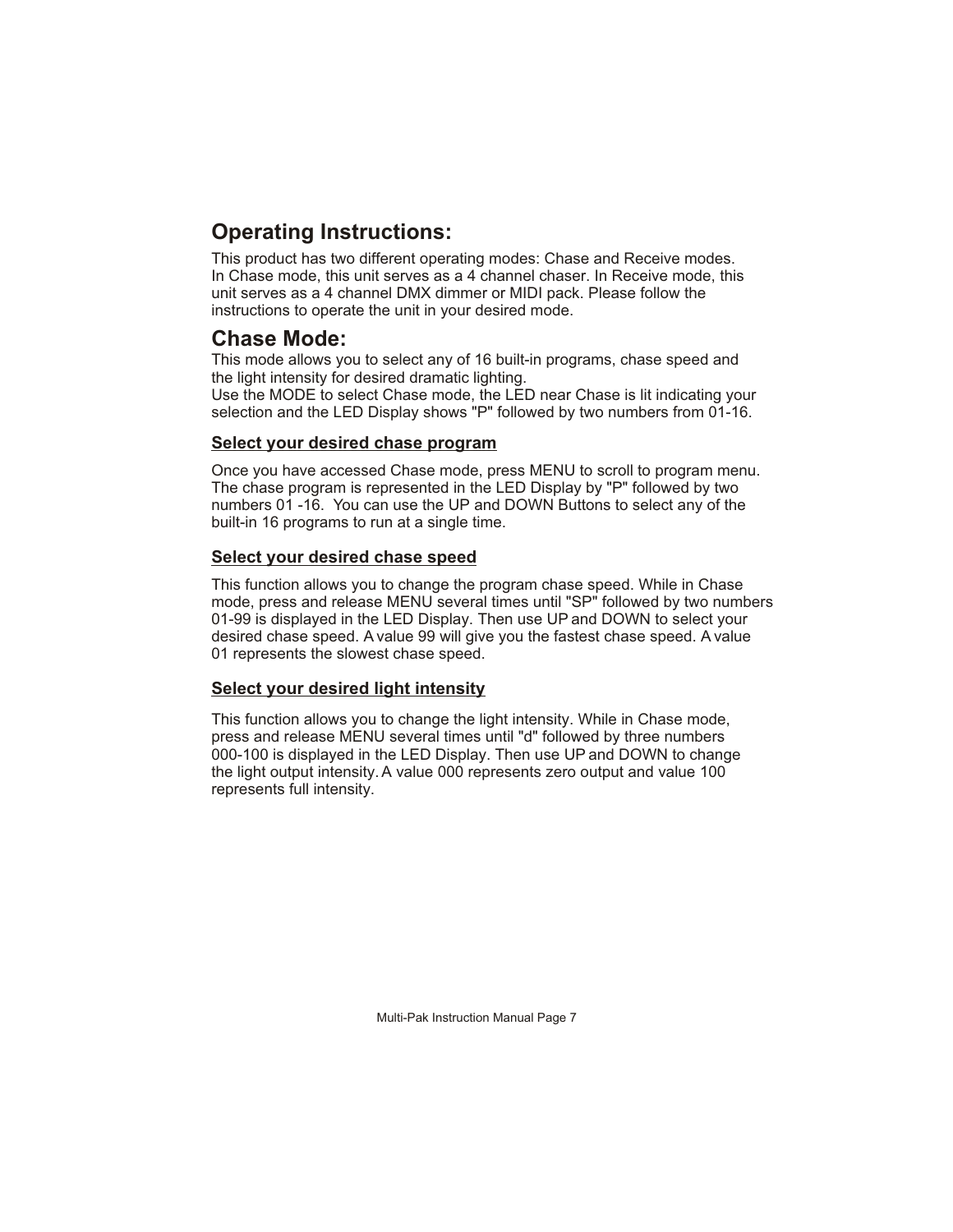## Operating Instructions:

This product has two different operating modes: Chase and Receive modes. In Chase mode, this unit serves as a 4 channel chaser. In Receive mode, this unit serves as a 4 channel DMX dimmer or MIDI pack. Please follow the instructions to operate the unit in your desired mode.

## Chase Mode:

This mode allows you to select any of 16 built-in programs, chase speed and the light intensity for desired dramatic lighting.
Use the MODE to select Chase mode, the LED near Chase is lit indicating your selection and the LED Display shows "P" followed by two numbers from 01-16.

### Select your desired chase program

Once you have accessed Chase mode, press MENU to scroll to program menu. The chase program is represented in the LED Display by "P" followed by two numbers 01 -16. You can use the UP and DOWN Buttons to select any of the built-in 16 programs to run at a single time.

### Select your desired chase speed

This function allows you to change the program chase speed. While in Chase mode, press and release MENU several times until "SP" followed by two numbers 01-99 is displayed in the LED Display. Then use UP and DOWN to select your desired chase speed. A value 99 will give you the fastest chase speed. A value 01 represents the slowest chase speed.

### Select your desired light intensity

This function allows you to change the light intensity. While in Chase mode, press and release MENU several times until "d" followed by three numbers 000-100 is displayed in the LED Display. Then use UP and DOWN to change the light output intensity. A value 000 represents zero output and value 100 represents full intensity.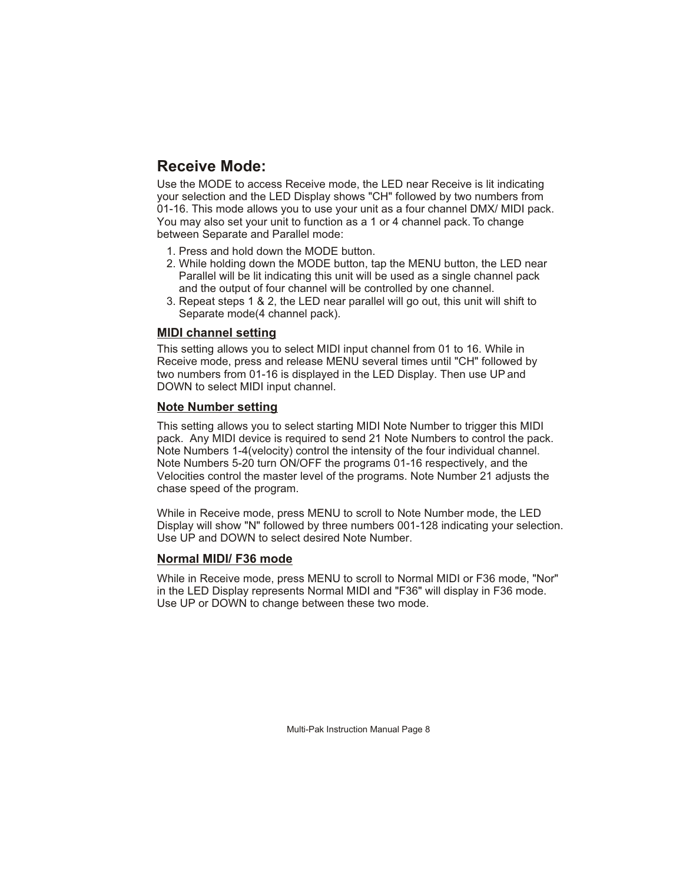## Receive Mode:

Use the MODE to access Receive mode, the LED near Receive is lit indicating your selection and the LED Display shows "CH" followed by two numbers from 01-16. This mode allows you to use your unit as a four channel DMX/ MIDI pack. You may also set your unit to function as a 1 or 4 channel pack. To change between Separate and Parallel mode:

1. Press and hold down the MODE button.
2. While holding down the MODE button, tap the MENU button, the LED near Parallel will be lit indicating this unit will be used as a single channel pack and the output of four channel will be controlled by one channel.
3. Repeat steps 1 & 2, the LED near parallel will go out, this unit will shift to Separate mode(4 channel pack).

### MIDI channel setting

This setting allows you to select MIDI input channel from 01 to 16. While in Receive mode, press and release MENU several times until "CH" followed by two numbers from 01-16 is displayed in the LED Display. Then use UP and DOWN to select MIDI input channel.

### Note Number setting

This setting allows you to select starting MIDI Note Number to trigger this MIDI pack. Any MIDI device is required to send 21 Note Numbers to control the pack. Note Numbers 1-4(velocity) control the intensity of the four individual channel. Note Numbers 5-20 turn ON/OFF the programs 01-16 respectively, and the Velocities control the master level of the programs. Note Number 21 adjusts the chase speed of the program.

While in Receive mode, press MENU to scroll to Note Number mode, the LED Display will show "N" followed by three numbers 001-128 indicating your selection. Use UP and DOWN to select desired Note Number.

### Normal MIDI/ F36 mode

While in Receive mode, press MENU to scroll to Normal MIDI or F36 mode, "Nor" in the LED Display represents Normal MIDI and "F36" will display in F36 mode. Use UP or DOWN to change between these two mode.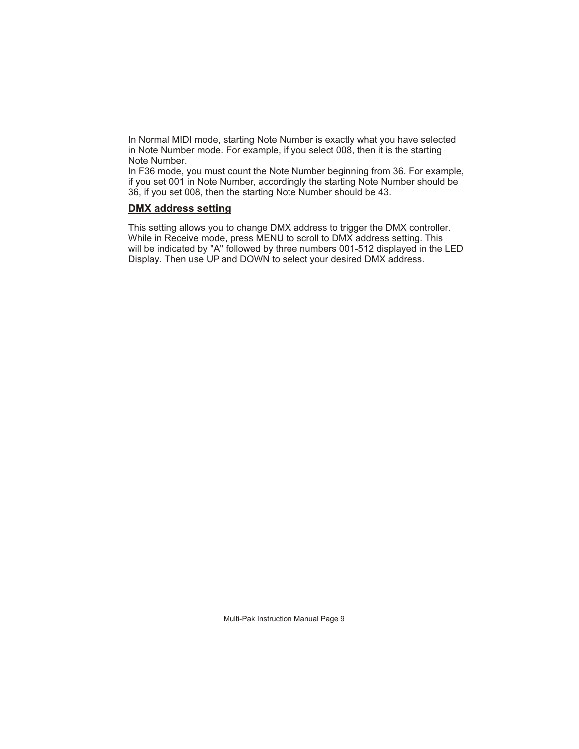In Normal MIDI mode, starting Note Number is exactly what you have selected in Note Number mode. For example, if you select 008, then it is the starting Note Number.
In F36 mode, you must count the Note Number beginning from 36. For example, if you set 001 in Note Number, accordingly the starting Note Number should be 36, if you set 008, then the starting Note Number should be 43.

## DMX address setting

This setting allows you to change DMX address to trigger the DMX controller. While in Receive mode, press MENU to scroll to DMX address setting. This will be indicated by "A" followed by three numbers 001-512 displayed in the LED Display. Then use UP and DOWN to select your desired DMX address.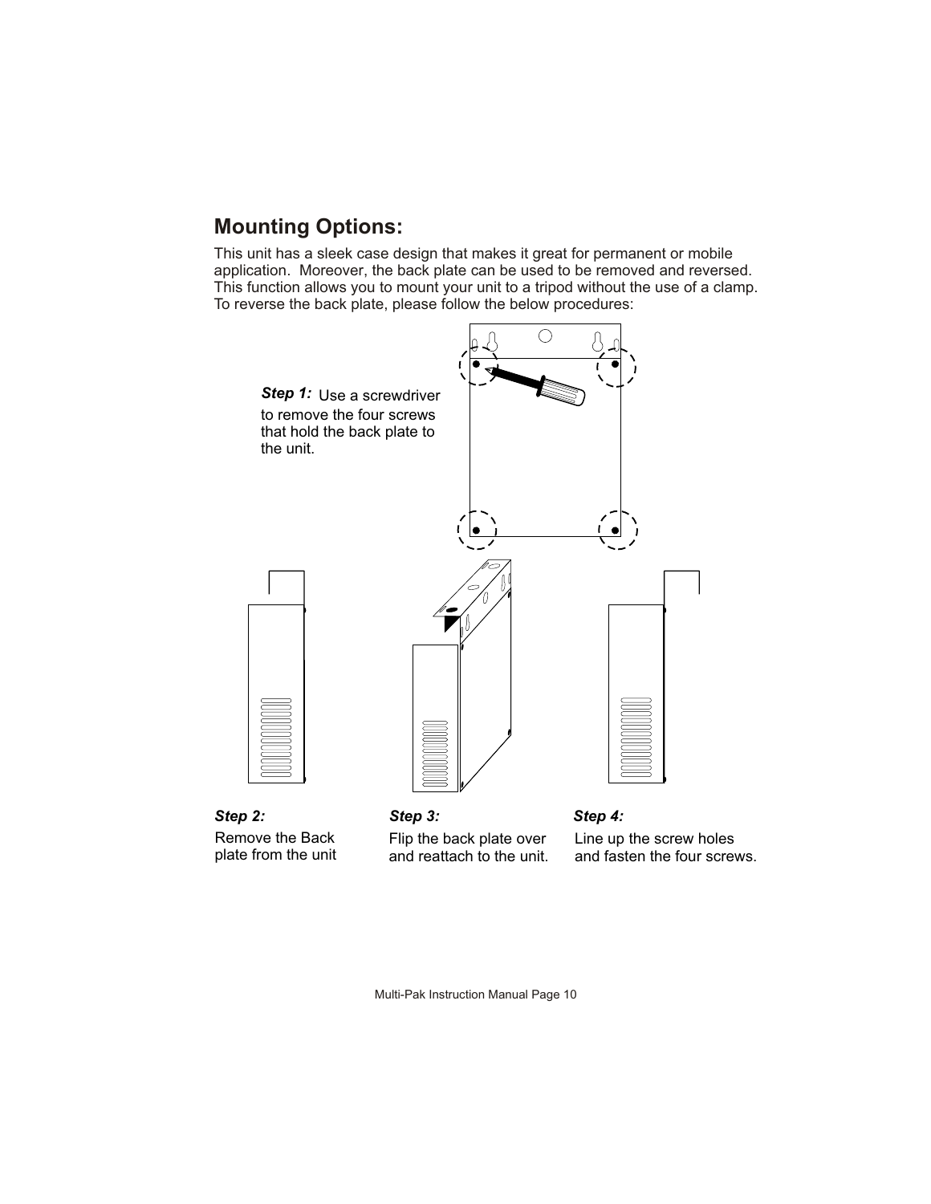## Mounting Options:

This unit has a sleek case design that makes it great for permanent or mobile application. Moreover, the back plate can be used to be removed and reversed. This function allows you to mount your unit to a tripod without the use of a clamp. To reverse the back plate, please follow the below procedures:

***Step 1:*** Use a screwdriver to remove the four screws that hold the back plate to the unit.

***Step 2:***
Remove the Back plate from the unit

***Step 3:***
Flip the back plate over and reattach to the unit.

***Step 4:***
Line up the screw holes and fasten the four screws.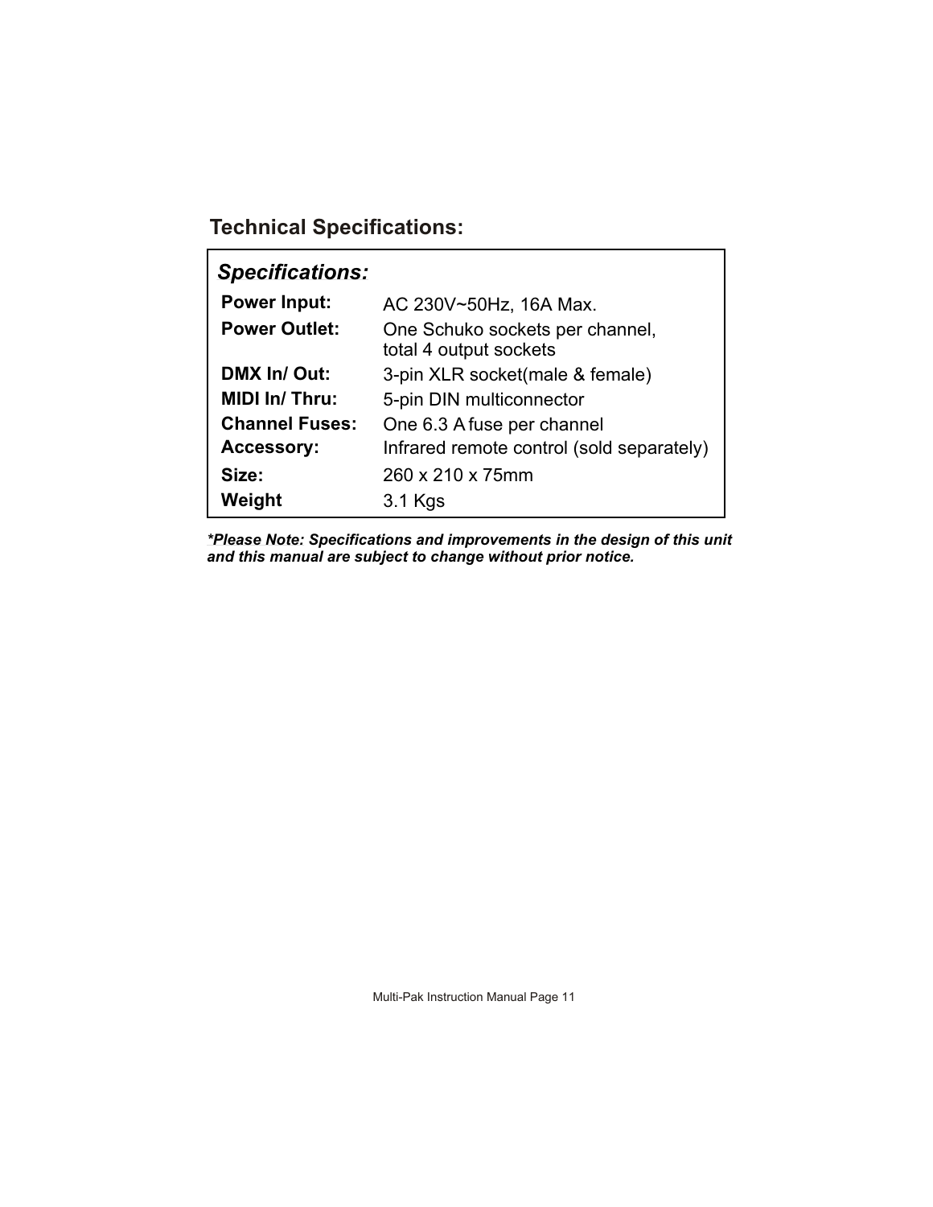## Technical Specifications:

| *Specifications:* | |
|---|---|
| **Power Input:** | AC 230V~50Hz, 16A Max. |
| **Power Outlet:** | One Schuko sockets per channel, total 4 output sockets |
| **DMX In/ Out:** | 3-pin XLR socket(male & female) |
| **MIDI In/ Thru:** | 5-pin DIN multiconnector |
| **Channel Fuses:** | One 6.3 A fuse per channel |
| **Accessory:** | Infrared remote control (sold separately) |
| **Size:** | 260 x 210 x 75mm |
| **Weight** | 3.1 Kgs |

***Please Note: Specifications and improvements in the design of this unit and this manual are subject to change without prior notice.***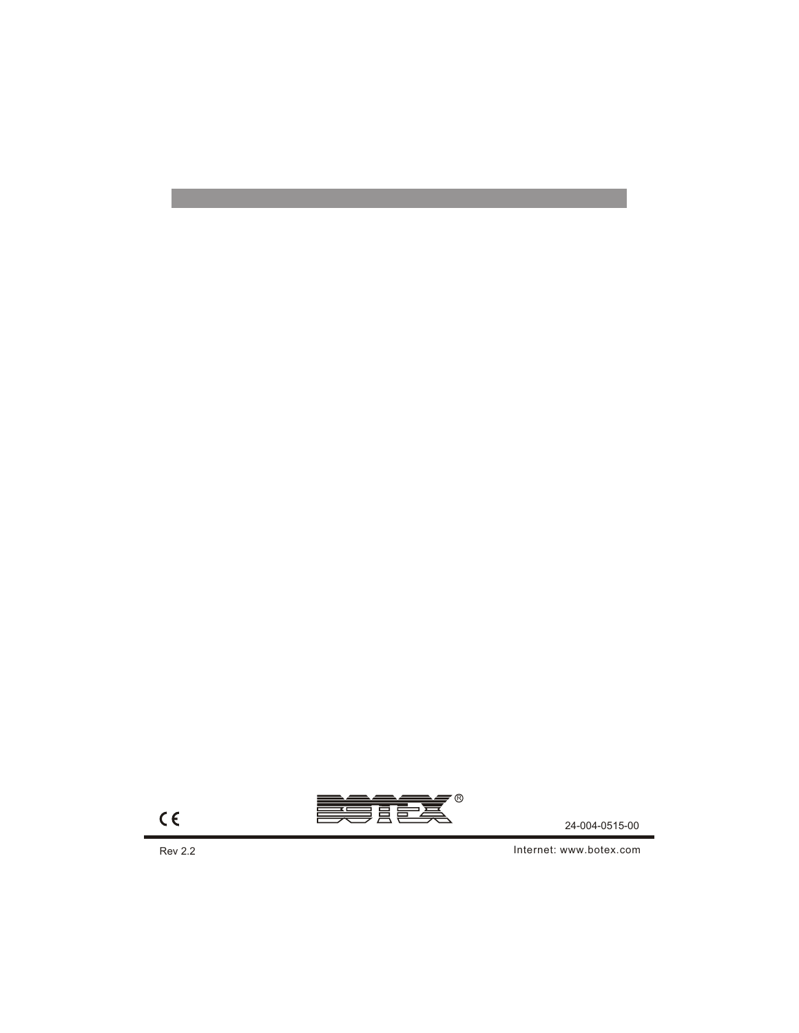CE

BOTEX®

24-004-0515-00

Rev 2.2

Internet: www.botex.com